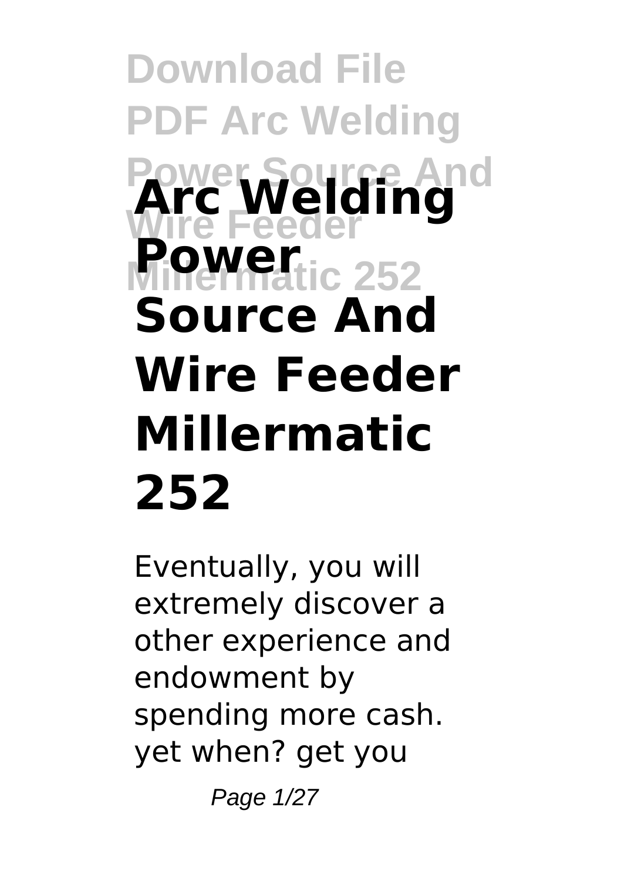# Arc Welding Power Source And Wire Feeder Millermatic 252

Eventually, you will extremely discover a other experience and endowment by spending more cash. yet when? get you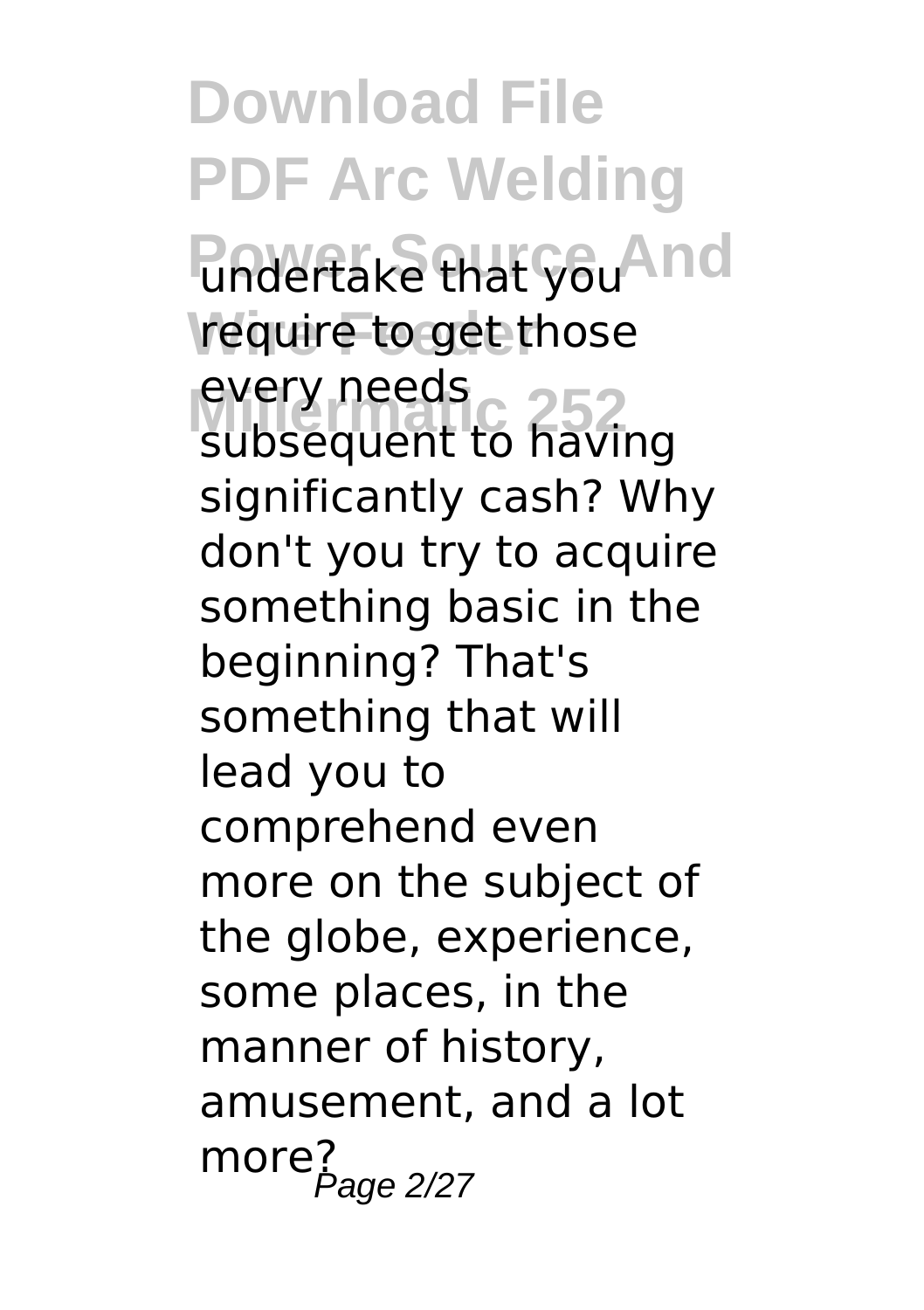undertake that you require to get those every needs subsequent to having significantly cash? Why don't you try to acquire something basic in the beginning? That's something that will lead you to comprehend even more on the subject of the globe, experience, some places, in the manner of history, amusement, and a lot more?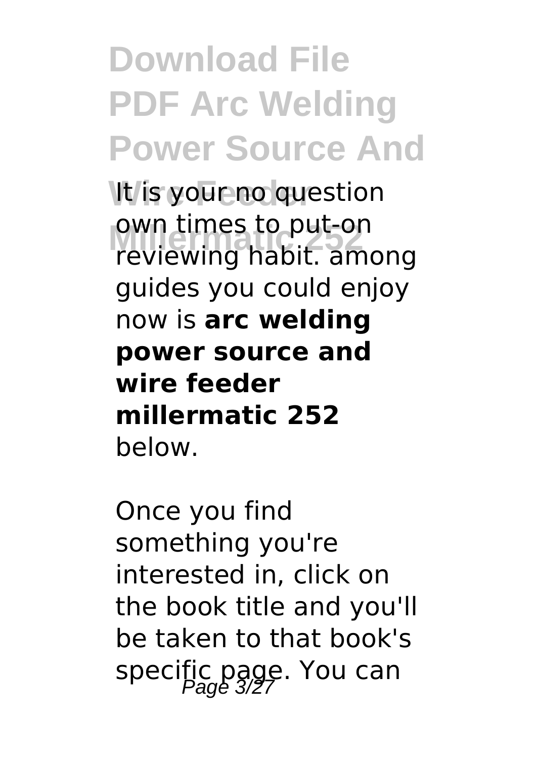It is your no question own times to put-on reviewing habit. among guides you could enjoy now is **arc welding power source and wire feeder millermatic 252** below.

Once you find something you're interested in, click on the book title and you'll be taken to that book's specific page. You can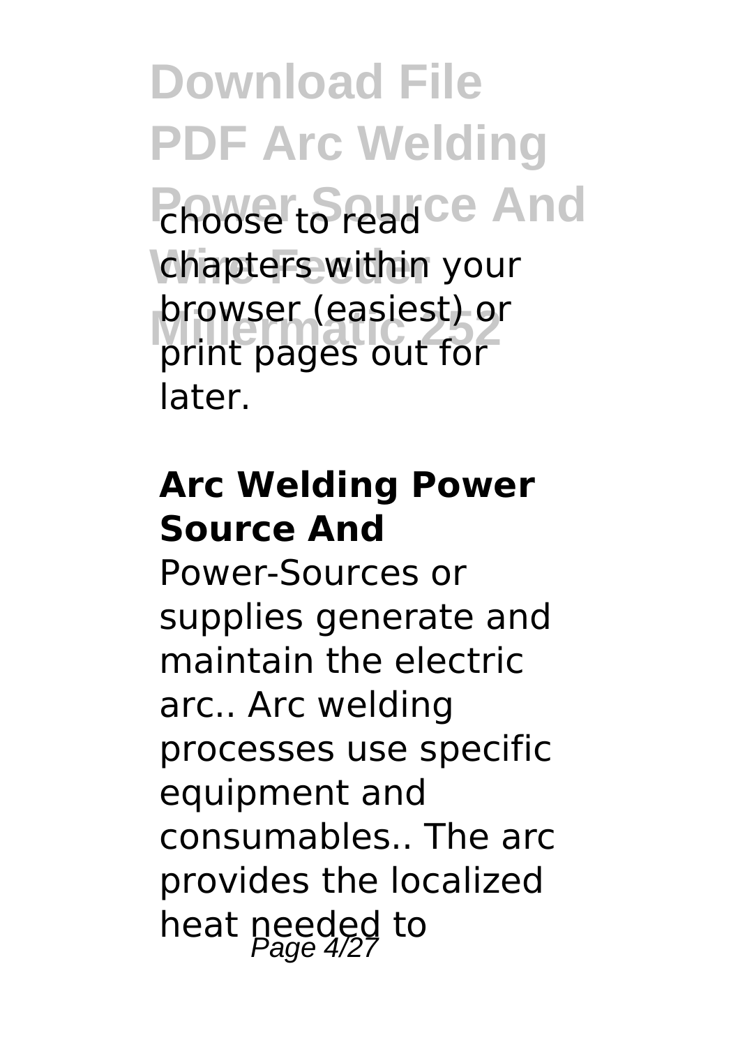choose to read chapters within your browser (easiest) or print pages out for later.

### Arc Welding Power Source And

Power-Sources or supplies generate and maintain the electric arc.. Arc welding processes use specific equipment and consumables.. The arc provides the localized heat needed to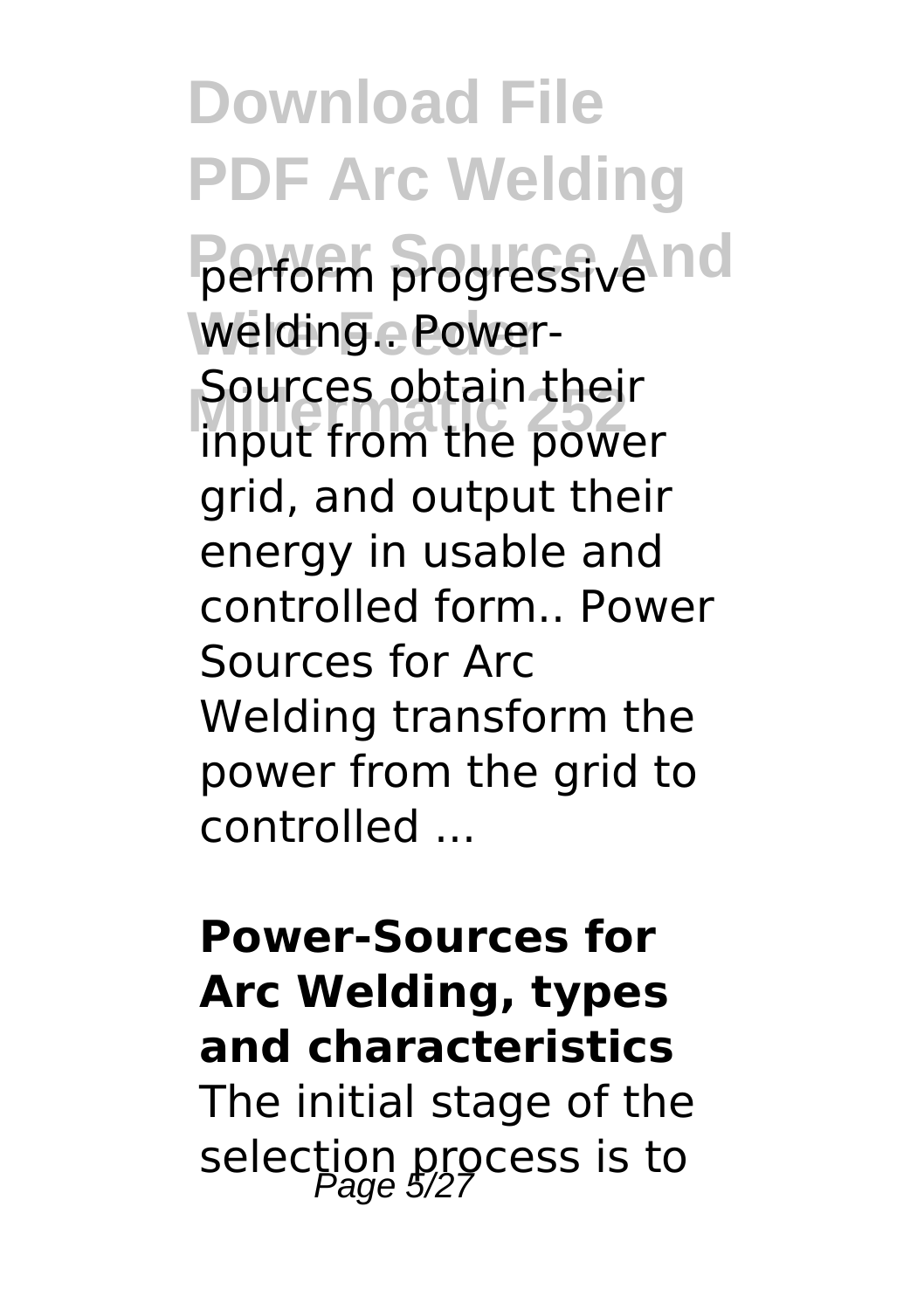perform progressive welding.. Power-Sources obtain their input from the power grid, and output their energy in usable and controlled form.. Power Sources for Arc Welding transform the power from the grid to controlled ...

**Power-Sources for Arc Welding, types and characteristics**

The initial stage of the selection process is to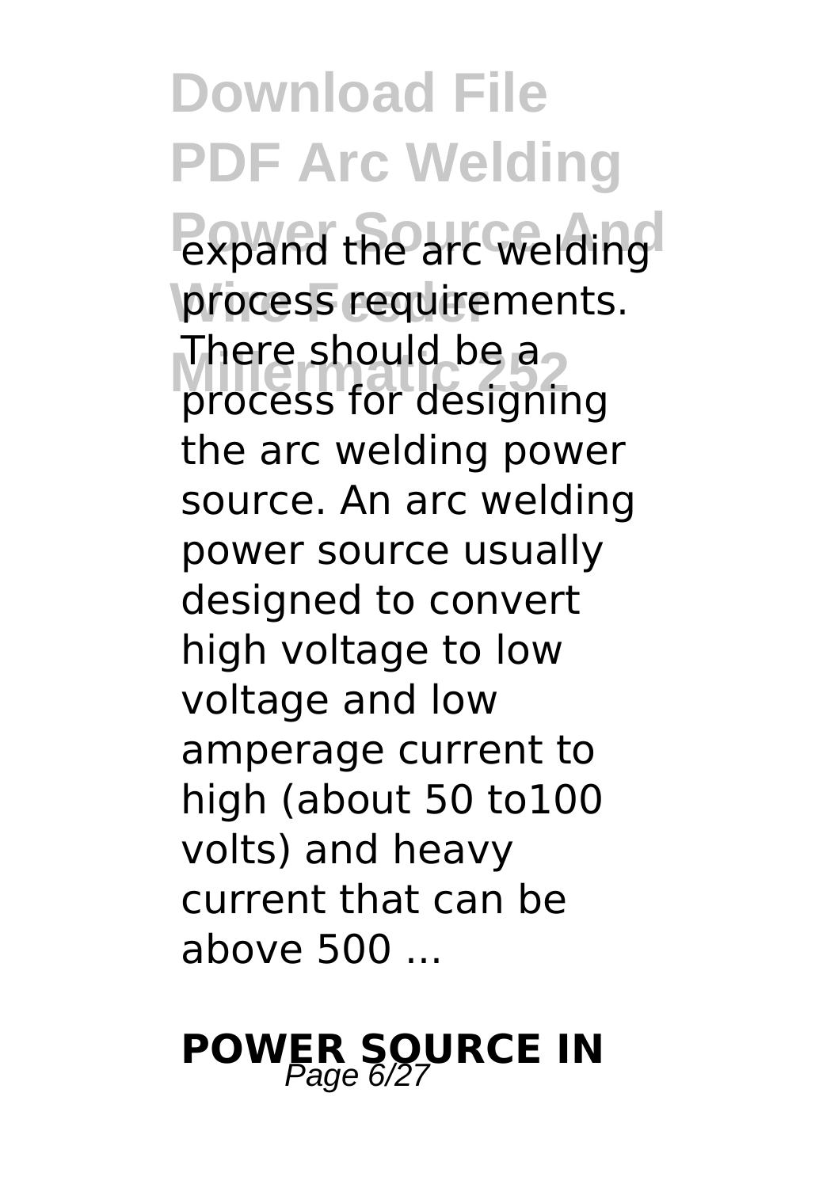expand the arc welding process requirements. There should be a process for designing the arc welding power source. An arc welding power source usually designed to convert high voltage to low voltage and low amperage current to high (about 50 to100 volts) and heavy current that can be above 500 ...

## POWER SOURCE IN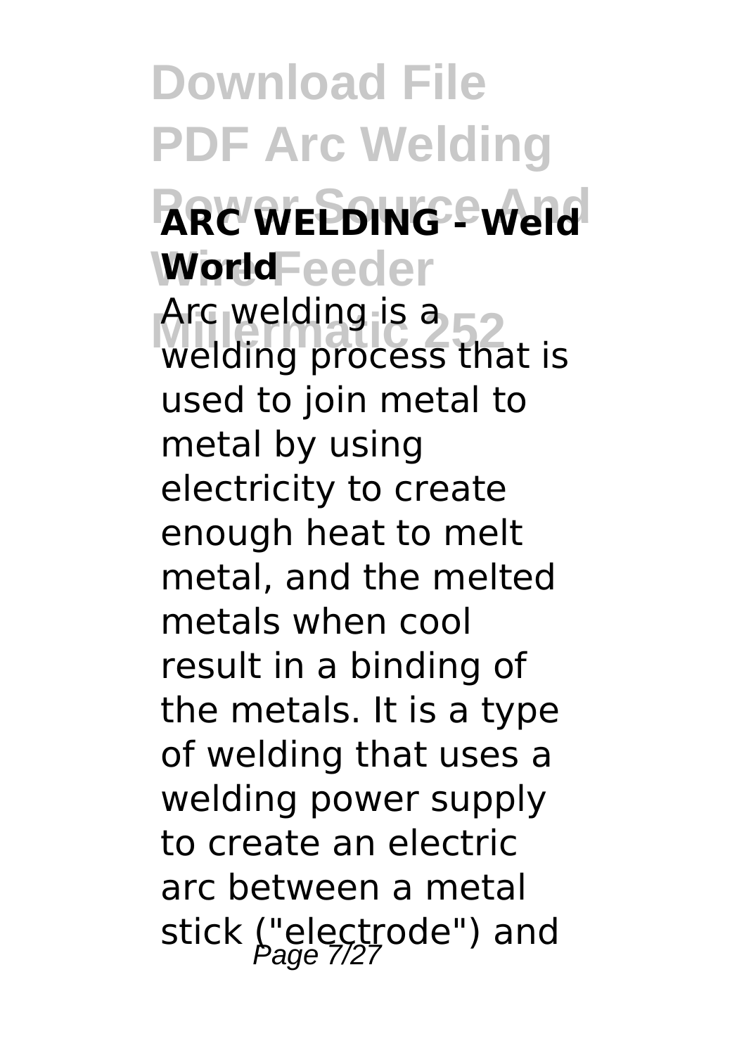**ARC WELDING - Weld World**

Arc welding is a welding process that is used to join metal to metal by using electricity to create enough heat to melt metal, and the melted metals when cool result in a binding of the metals. It is a type of welding that uses a welding power supply to create an electric arc between a metal stick ("electrode") and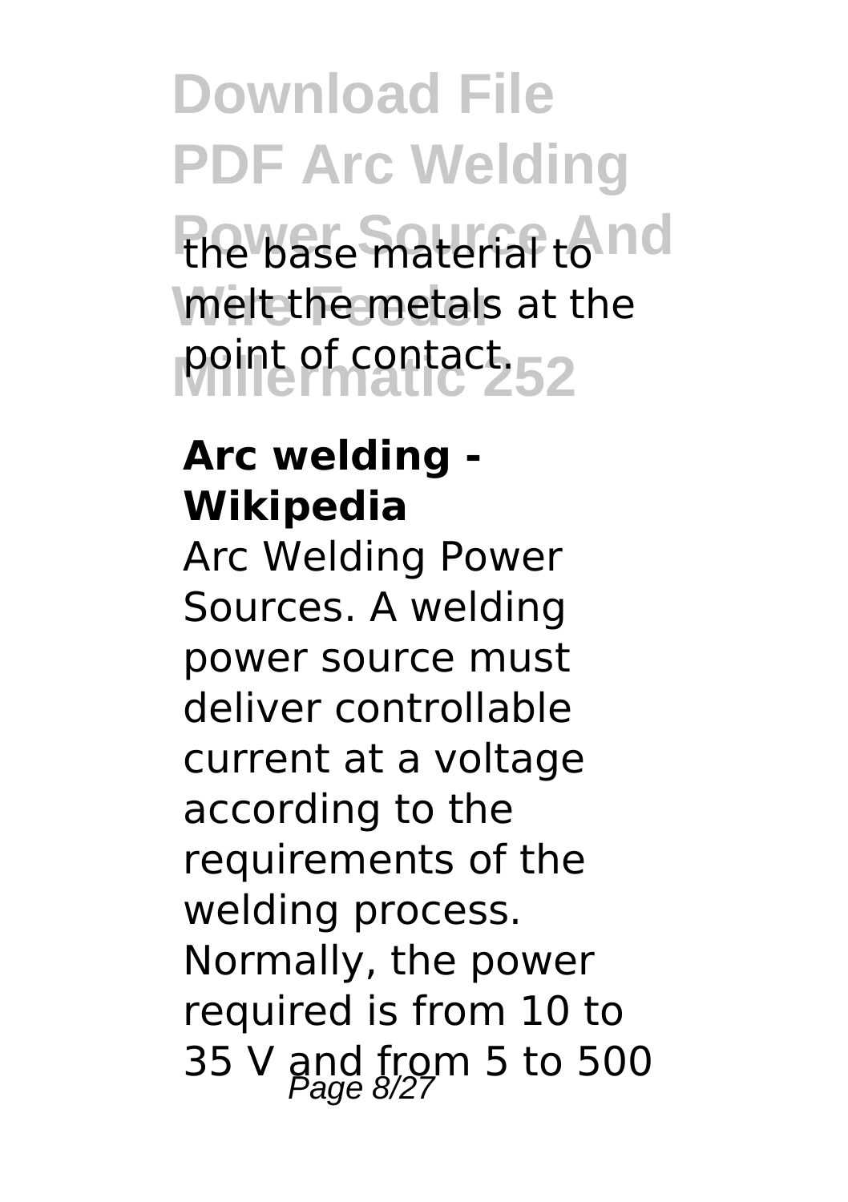the base material to melt the metals at the point of contact.

**Arc welding - Wikipedia**

Arc Welding Power Sources. A welding power source must deliver controllable current at a voltage according to the requirements of the welding process. Normally, the power required is from 10 to 35 V and from 5 to 500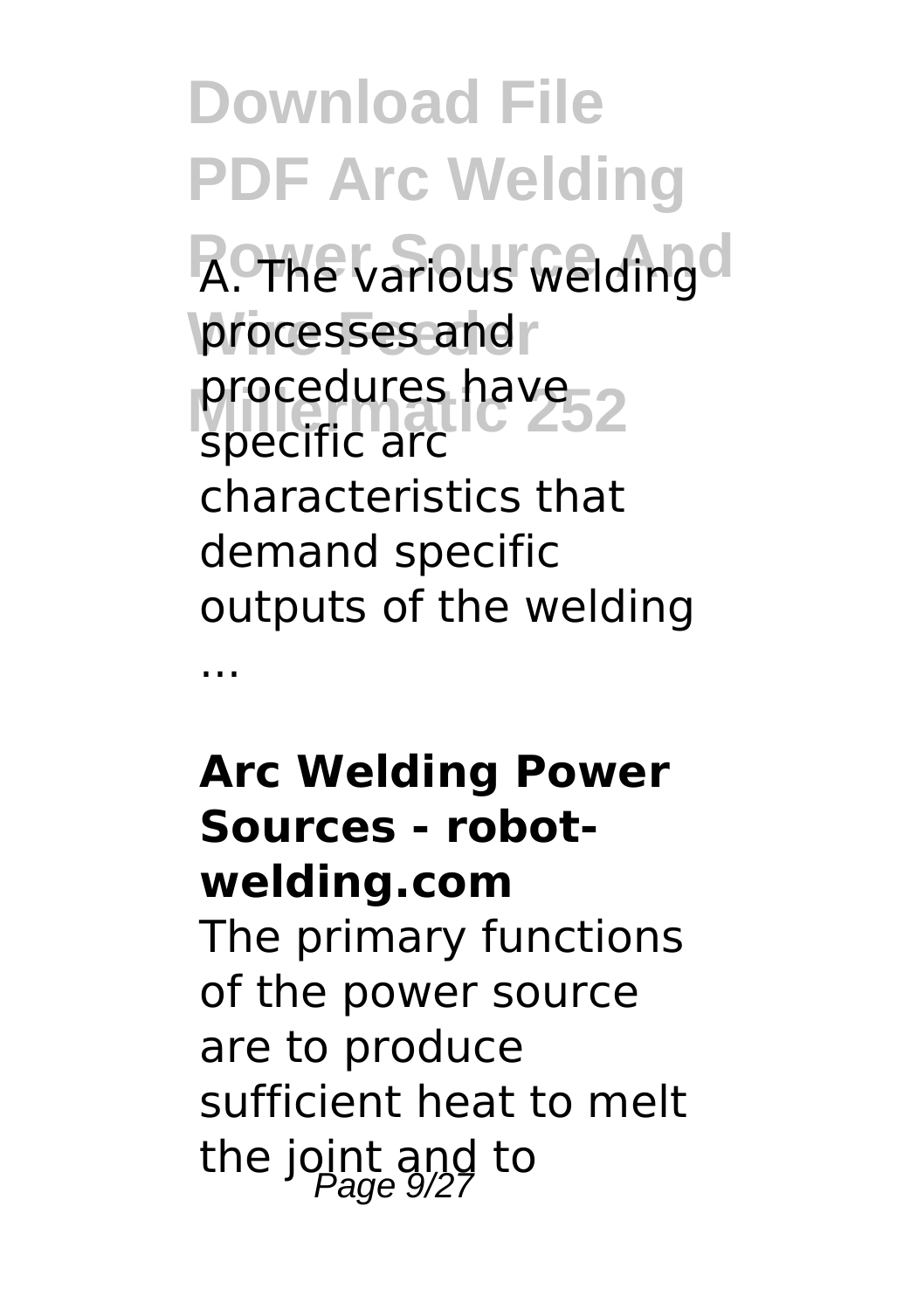A. The various welding processes and procedures have specific arc characteristics that demand specific outputs of the welding ...

**Arc Welding Power Sources - robot-welding.com**

The primary functions of the power source are to produce sufficient heat to melt the joint and to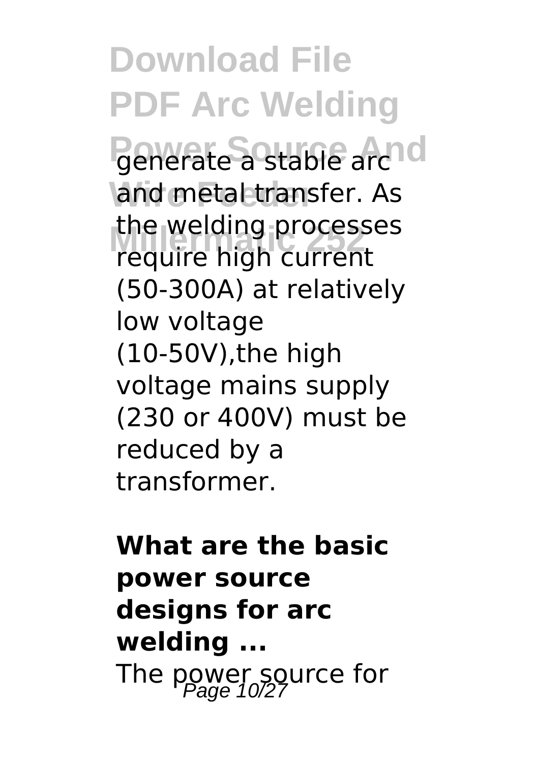generate a stable arc and metal transfer. As the welding processes require high current (50-300A) at relatively low voltage (10-50V),the high voltage mains supply (230 or 400V) must be reduced by a transformer.

**What are the basic power source designs for arc welding ...**

The power source for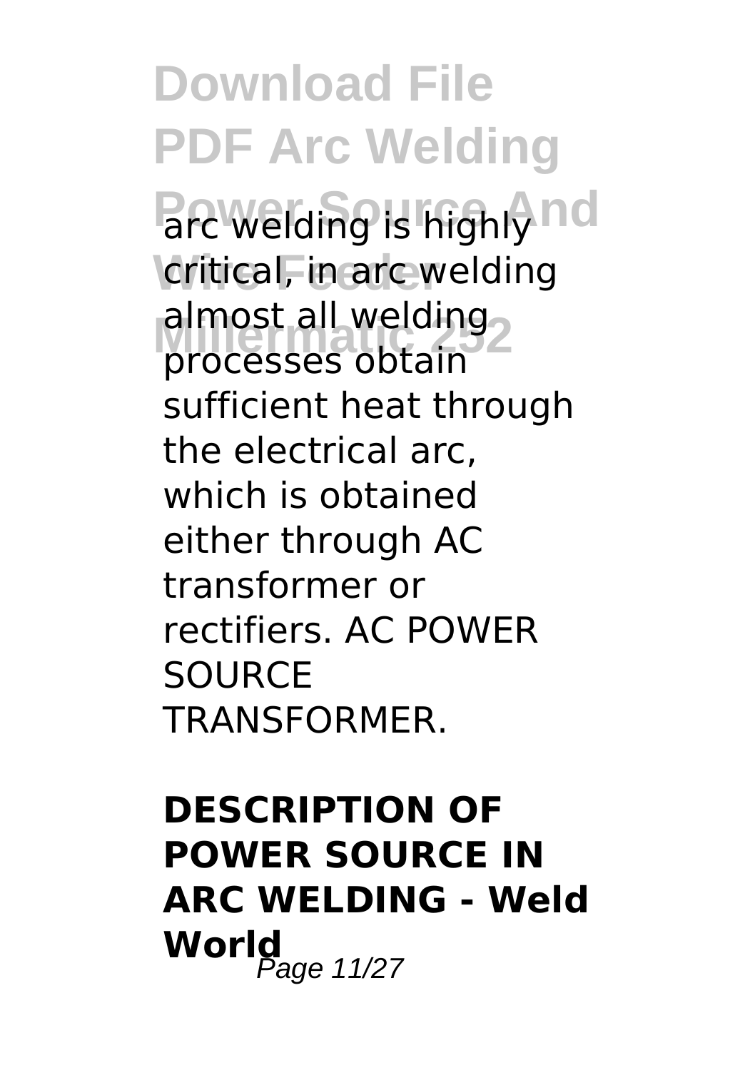arc welding is highly critical, in arc welding almost all welding processes obtain sufficient heat through the electrical arc, which is obtained either through AC transformer or rectifiers. AC POWER SOURCE TRANSFORMER.

**DESCRIPTION OF POWER SOURCE IN ARC WELDING - Weld World**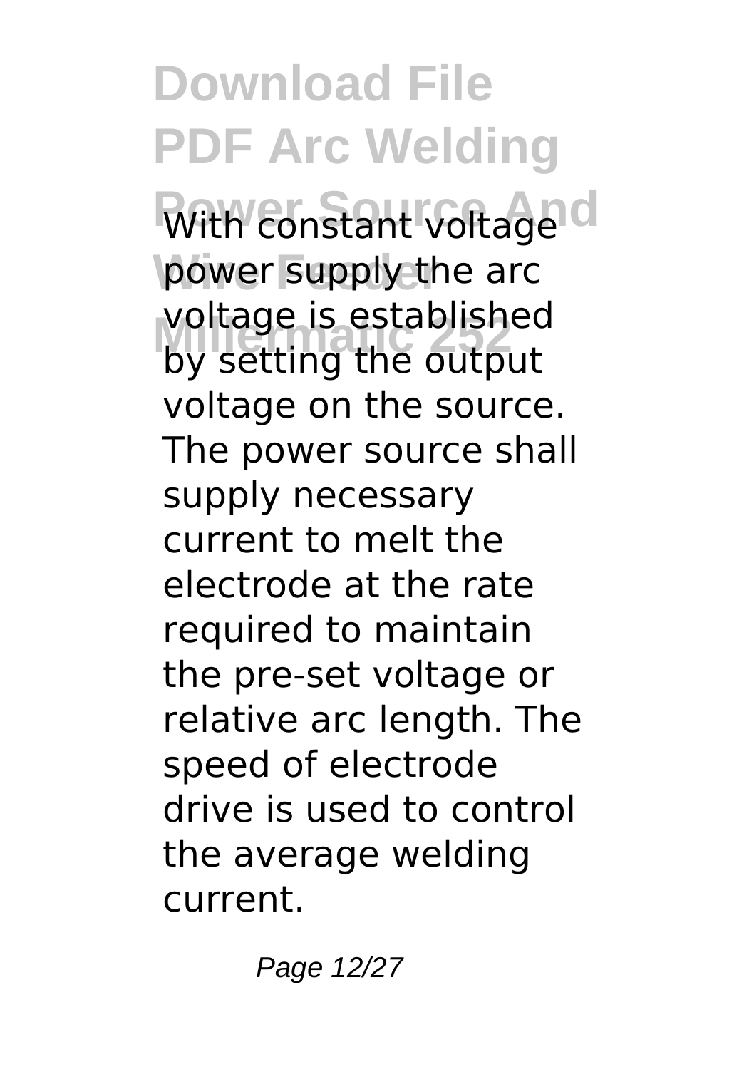With constant voltage power supply the arc voltage is established by setting the output voltage on the source. The power source shall supply necessary current to melt the electrode at the rate required to maintain the pre-set voltage or relative arc length. The speed of electrode drive is used to control the average welding current.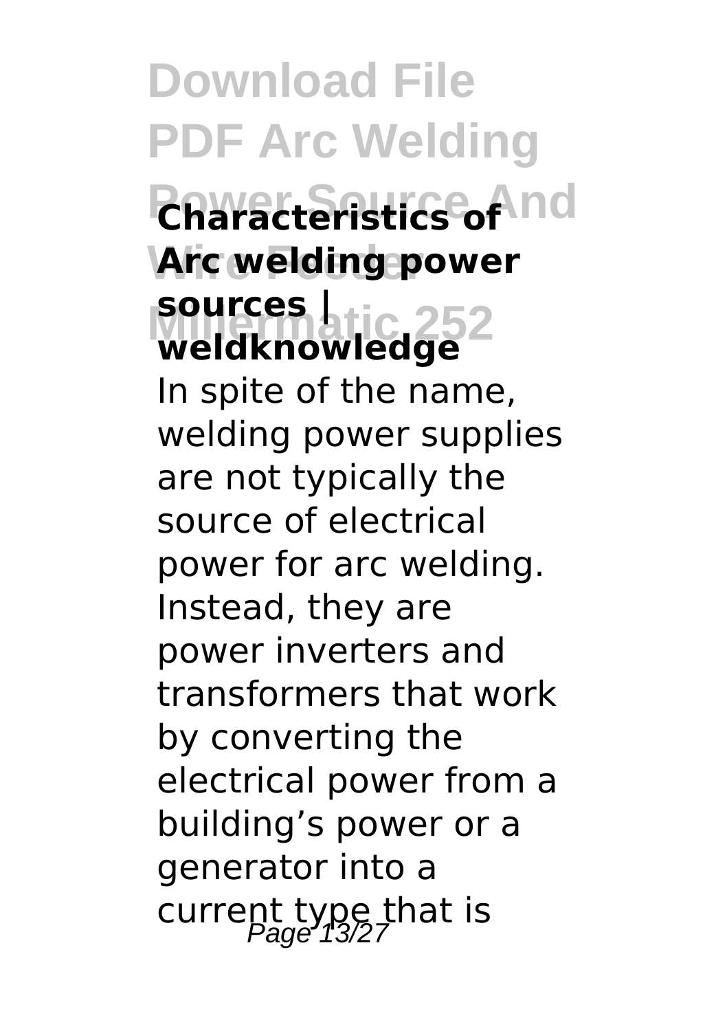**Characteristics of Arc welding power sources | weldknowledge**

In spite of the name, welding power supplies are not typically the source of electrical power for arc welding. Instead, they are power inverters and transformers that work by converting the electrical power from a building's power or a generator into a current type that is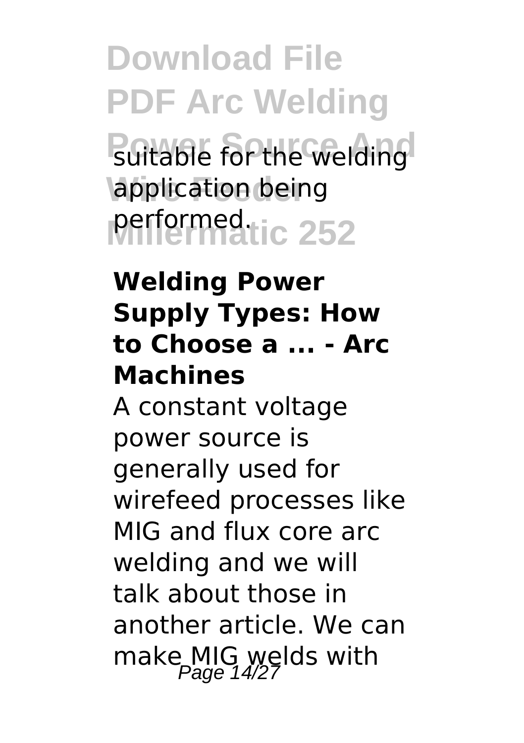suitable for the welding application being performed.

**Welding Power Supply Types: How to Choose a ... - Arc Machines**

A constant voltage power source is generally used for wirefeed processes like MIG and flux core arc welding and we will talk about those in another article. We can make MIG welds with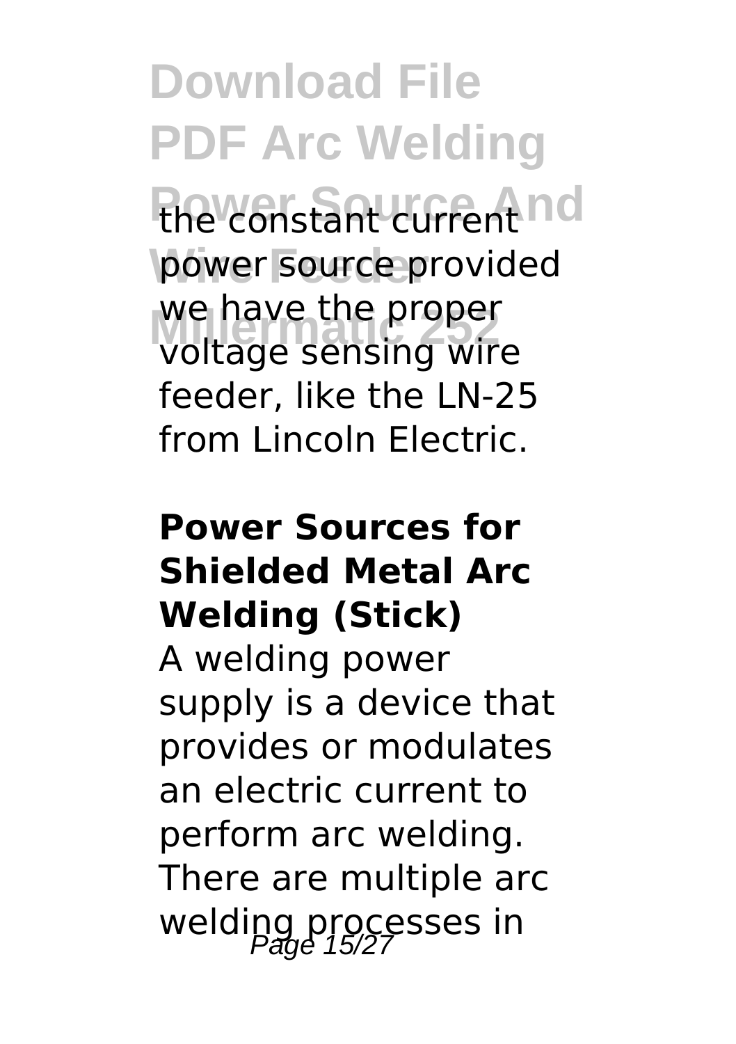the constant current power source provided we have the proper voltage sensing wire feeder, like the LN-25 from Lincoln Electric.

## Power Sources for Shielded Metal Arc Welding (Stick)

A welding power supply is a device that provides or modulates an electric current to perform arc welding. There are multiple arc welding processes in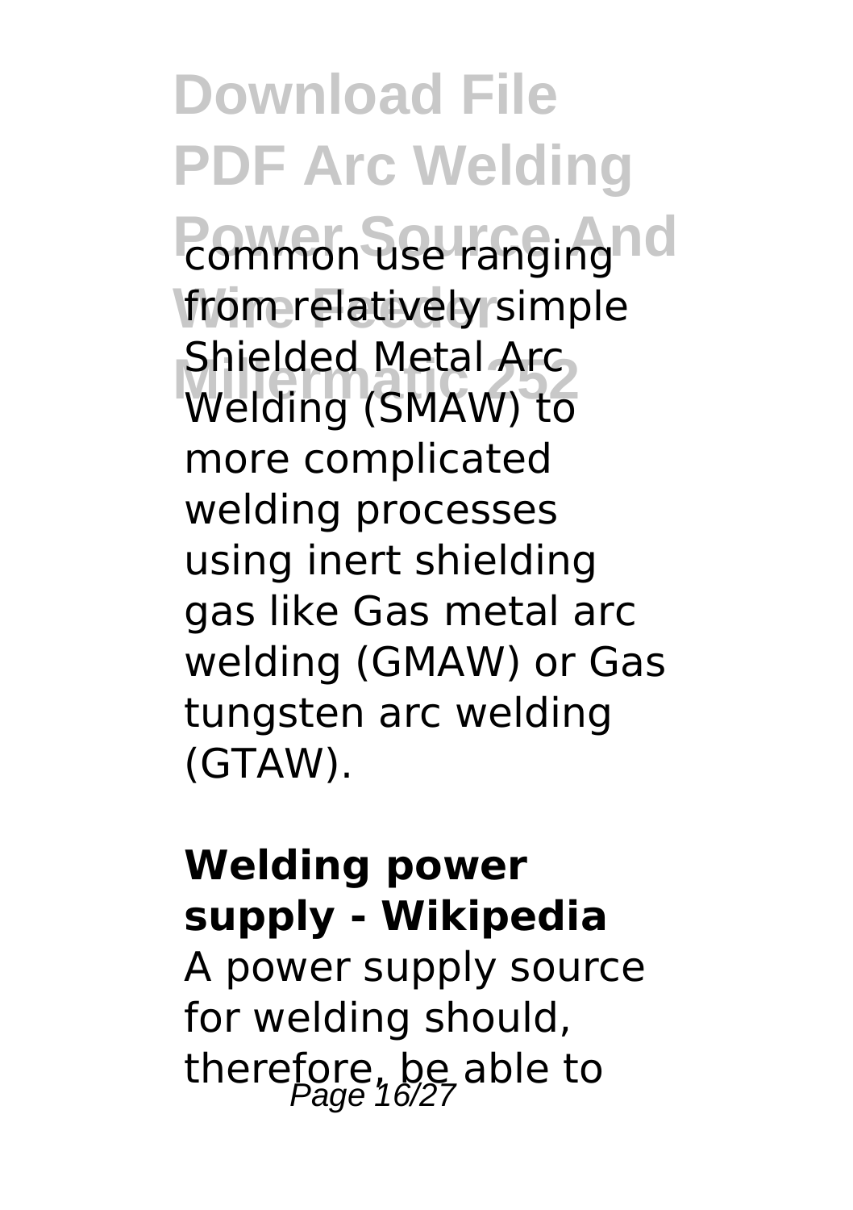common use ranging from relatively simple Shielded Metal Arc Welding (SMAW) to more complicated welding processes using inert shielding gas like Gas metal arc welding (GMAW) or Gas tungsten arc welding (GTAW).

**Welding power supply - Wikipedia**

A power supply source for welding should, therefore, be able to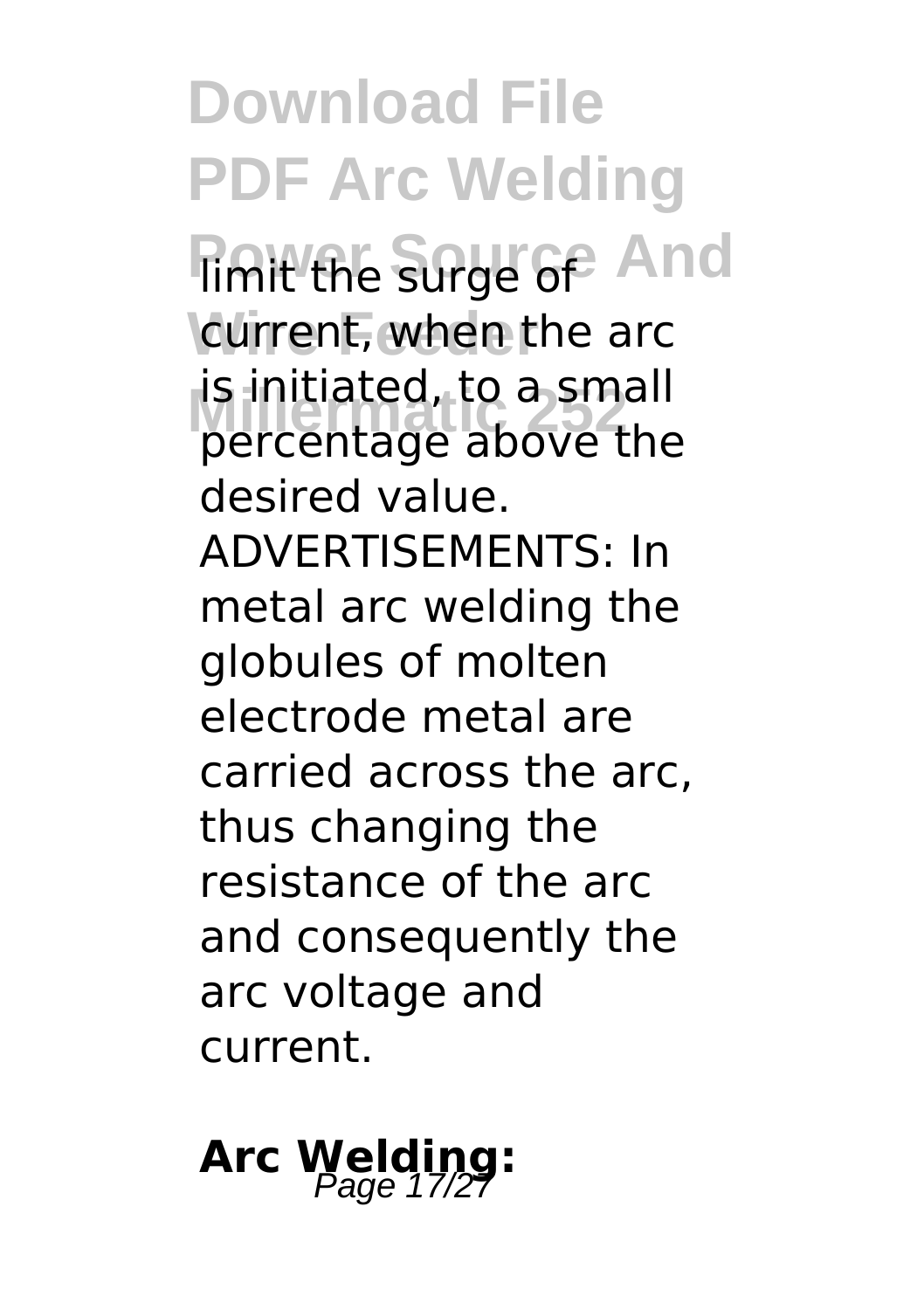limit the surge of current, when the arc is initiated, to a small percentage above the desired value. ADVERTISEMENTS: In metal arc welding the globules of molten electrode metal are carried across the arc, thus changing the resistance of the arc and consequently the arc voltage and current.

## Arc Welding: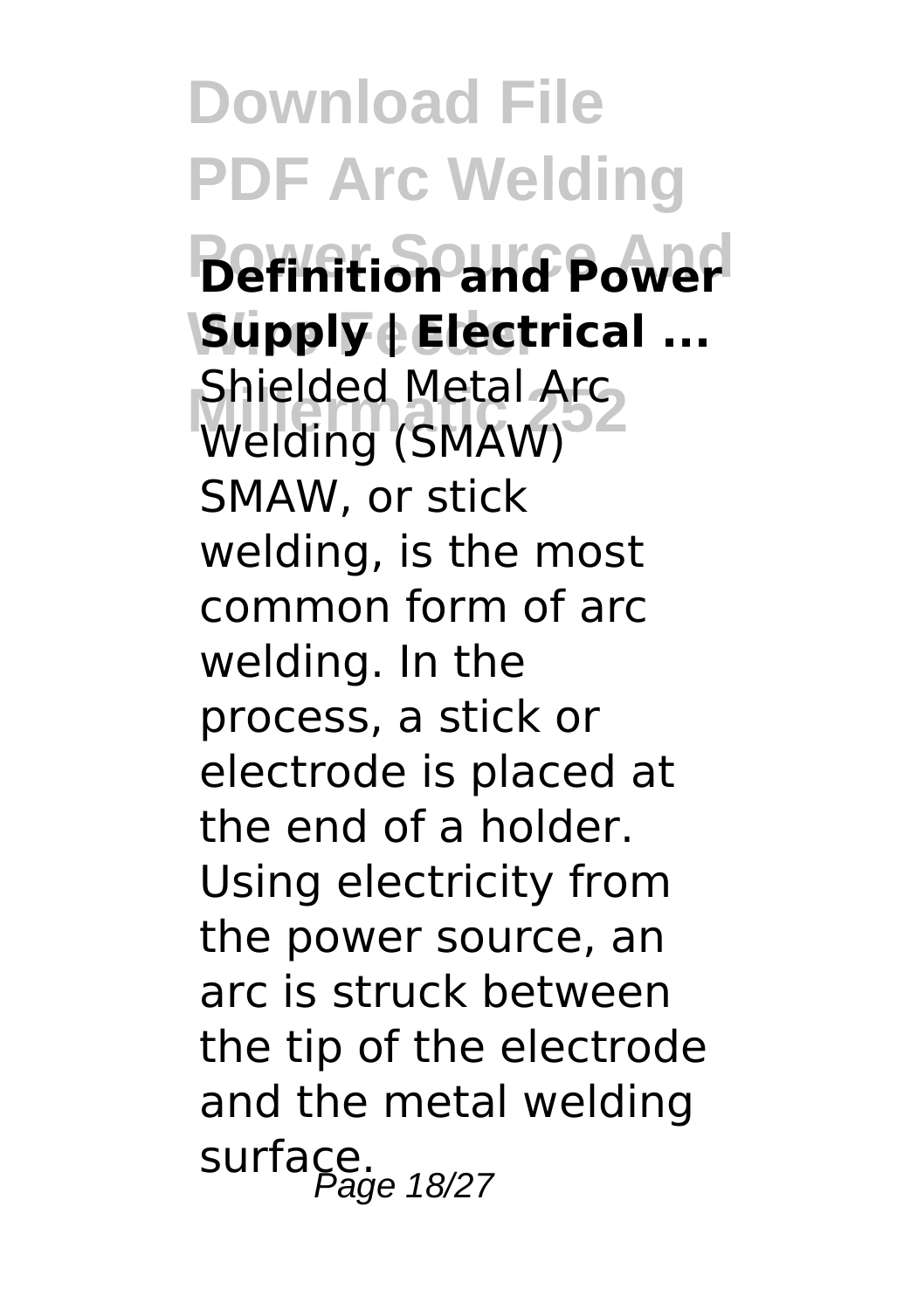**Definition and Power Supply | Electrical ...**

Shielded Metal Arc Welding (SMAW) SMAW, or stick welding, is the most common form of arc welding. In the process, a stick or electrode is placed at the end of a holder. Using electricity from the power source, an arc is struck between the tip of the electrode and the metal welding surface.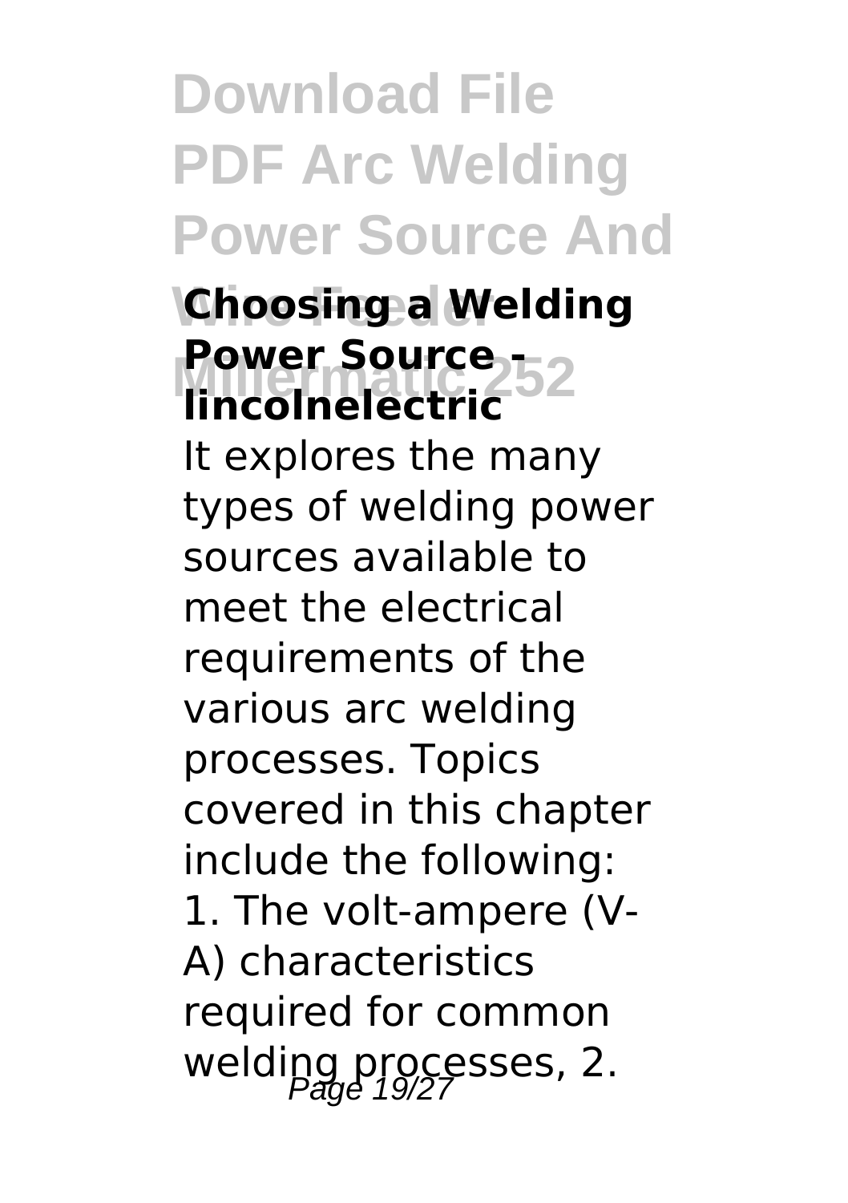### Choosing a Welding Power Source - lincolnelectric

It explores the many types of welding power sources available to meet the electrical requirements of the various arc welding processes. Topics covered in this chapter include the following: 1. The volt-ampere (V-A) characteristics required for common welding processes, 2.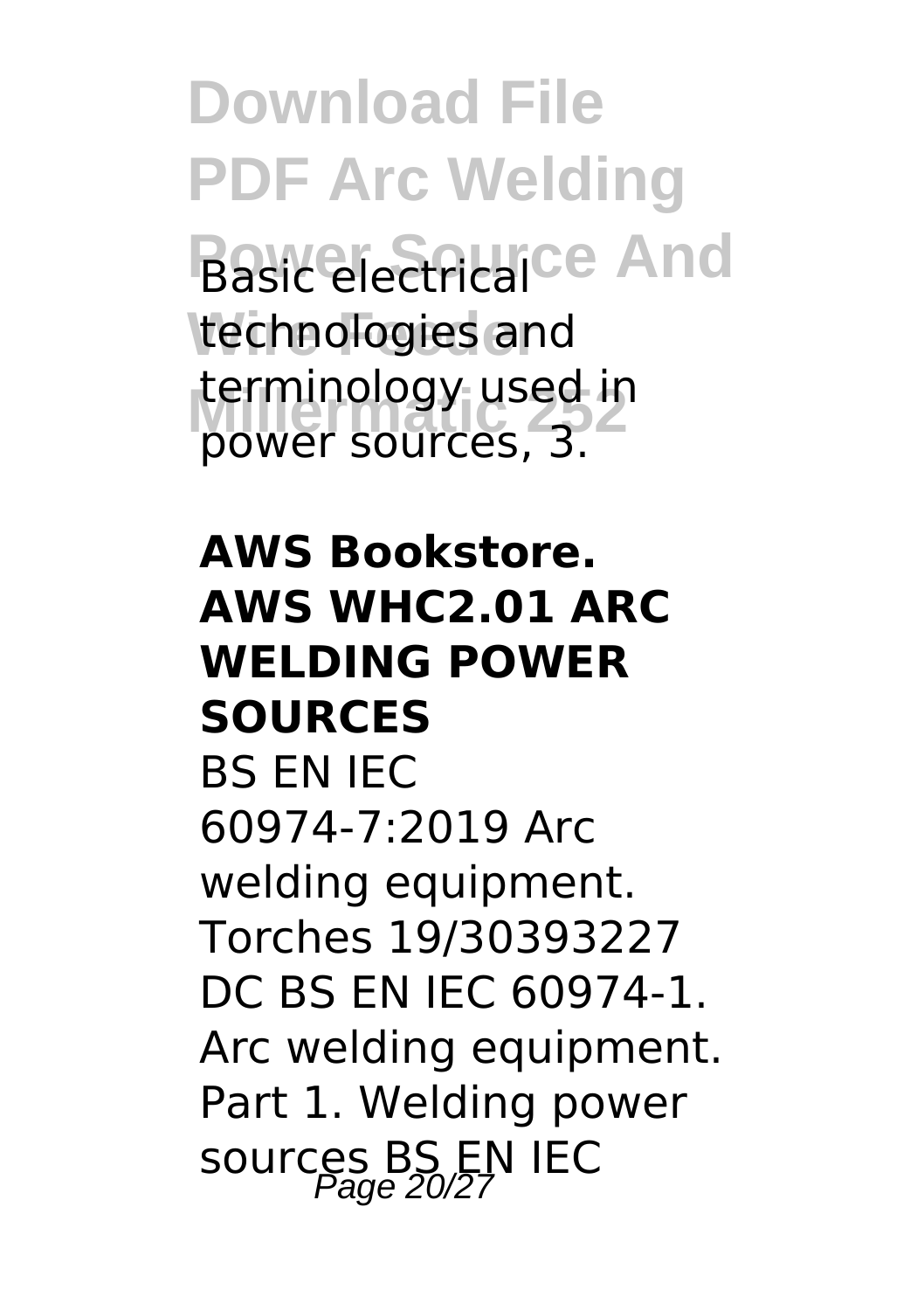Basic electrical technologies and terminology used in power sources, 3.

**AWS Bookstore. AWS WHC2.01 ARC WELDING POWER SOURCES**

BS EN IEC 60974-7:2019 Arc welding equipment. Torches 19/30393227 DC BS EN IEC 60974-1. Arc welding equipment. Part 1. Welding power sources BS EN IEC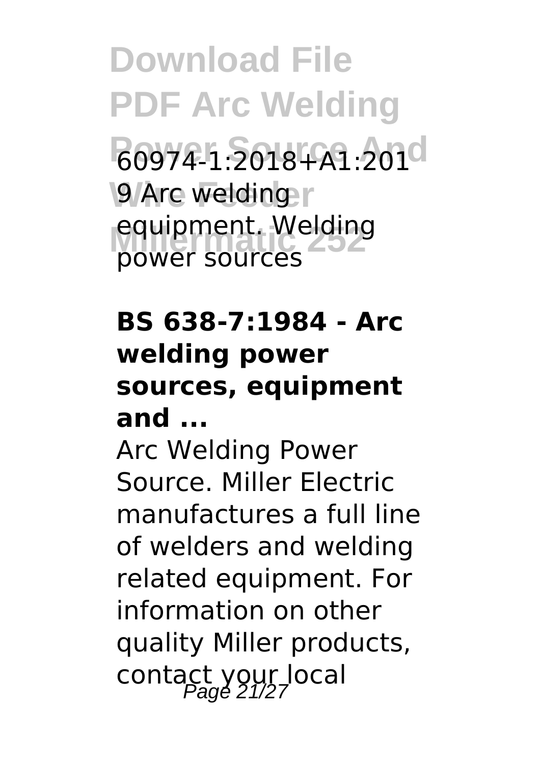60974-1:2018+A1:2019 Arc welding equipment. Welding power sources

**BS 638-7:1984 - Arc welding power sources, equipment and ...**

Arc Welding Power Source. Miller Electric manufactures a full line of welders and welding related equipment. For information on other quality Miller products, contact your local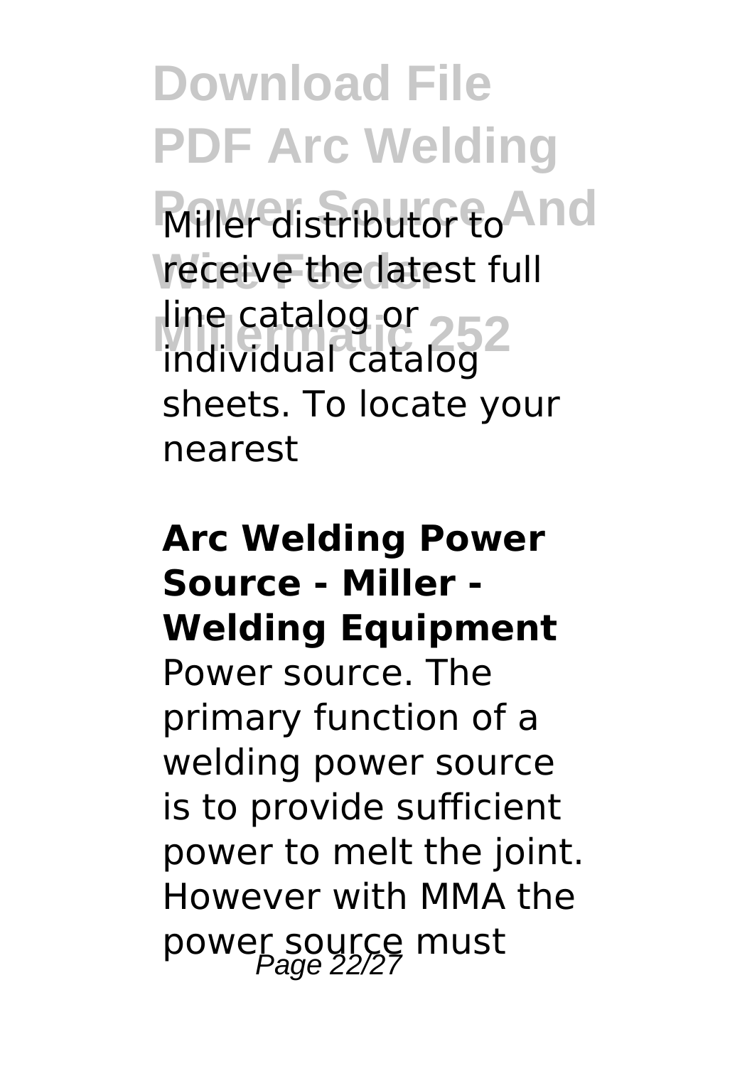Miller distributor to receive the latest full line catalog or individual catalog sheets. To locate your nearest

### Arc Welding Power Source - Miller - Welding Equipment

Power source. The primary function of a welding power source is to provide sufficient power to melt the joint. However with MMA the power source must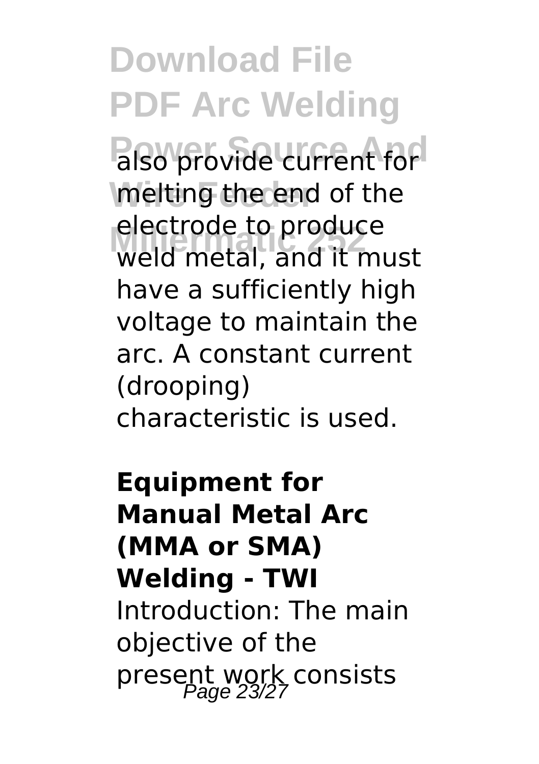also provide current for melting the end of the electrode to produce weld metal, and it must have a sufficiently high voltage to maintain the arc. A constant current (drooping) characteristic is used.

**Equipment for Manual Metal Arc (MMA or SMA) Welding - TWI**

Introduction: The main objective of the present work consists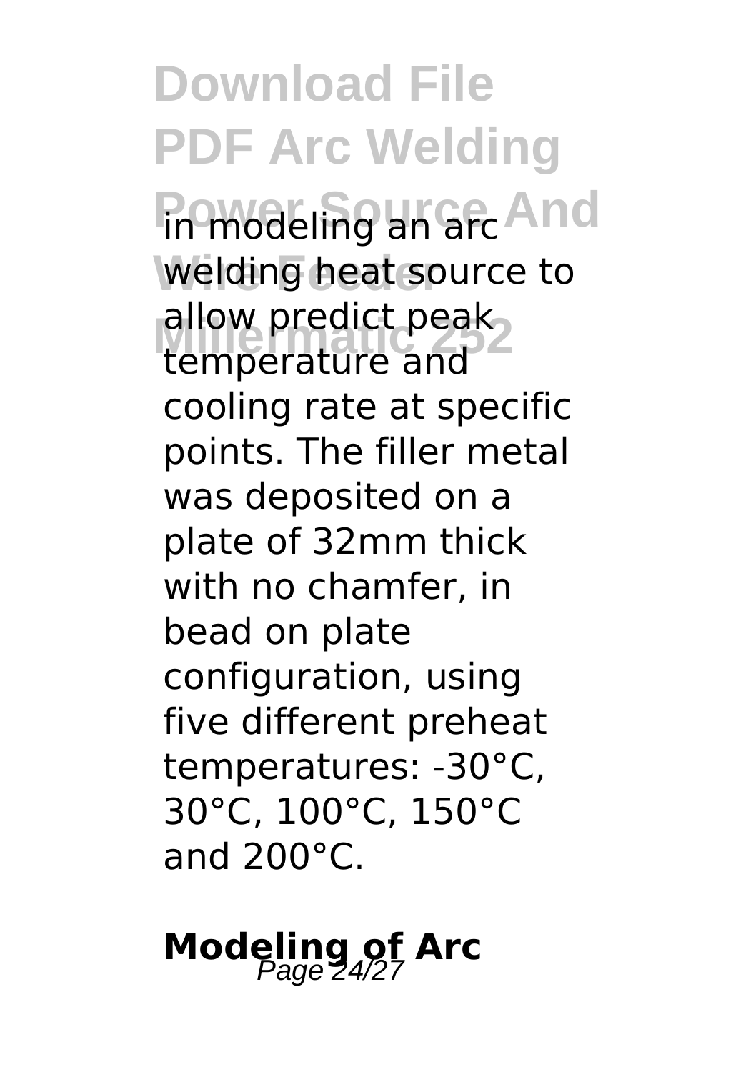in modeling an arc welding heat source to allow predict peak temperature and cooling rate at specific points. The filler metal was deposited on a plate of 32mm thick with no chamfer, in bead on plate configuration, using five different preheat temperatures: -30°C, 30°C, 100°C, 150°C and 200°C.

## Modeling of Arc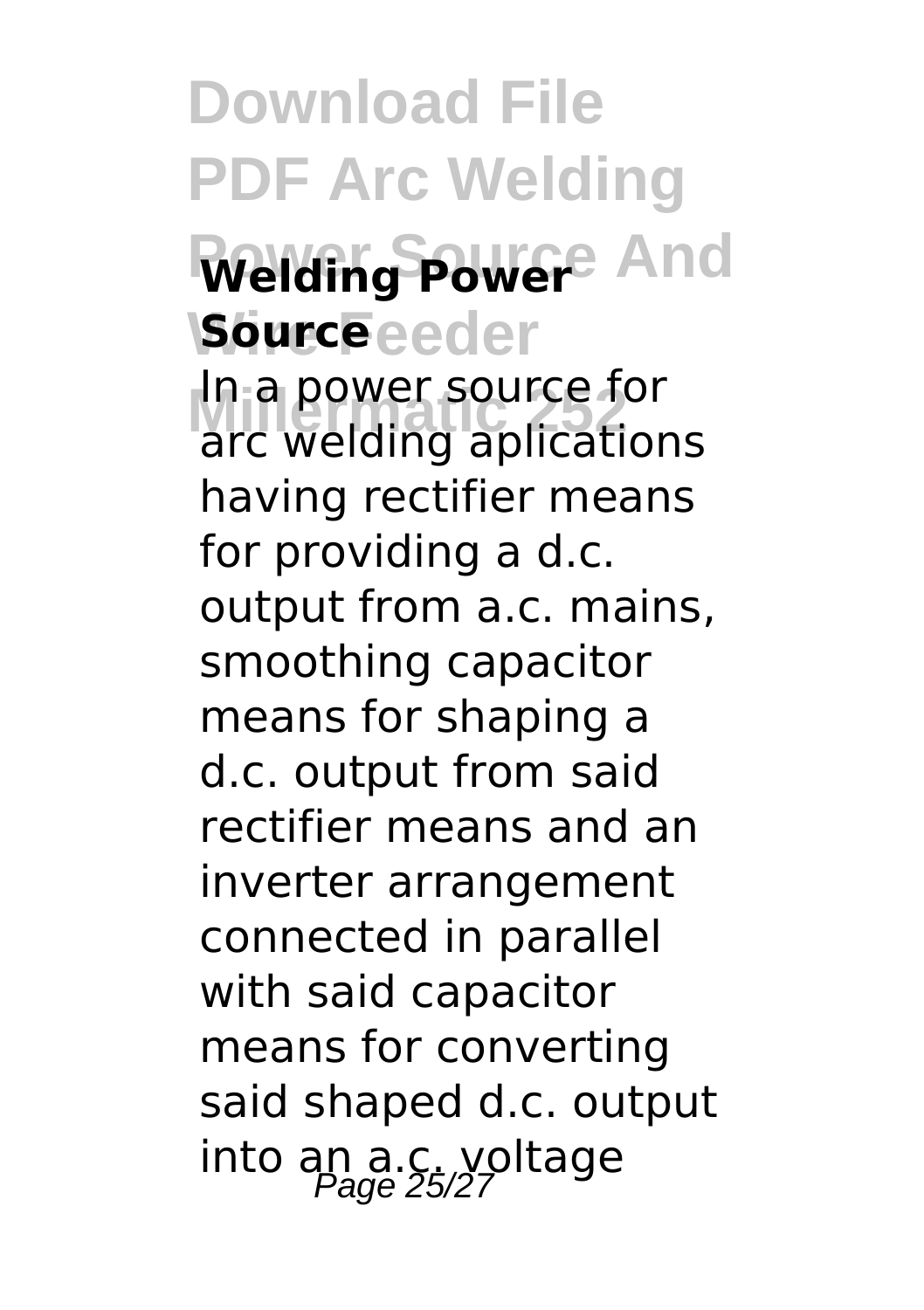**Welding Power Source**

In a power source for arc welding aplications having rectifier means for providing a d.c. output from a.c. mains, smoothing capacitor means for shaping a d.c. output from said rectifier means and an inverter arrangement connected in parallel with said capacitor means for converting said shaped d.c. output into an a.c. voltage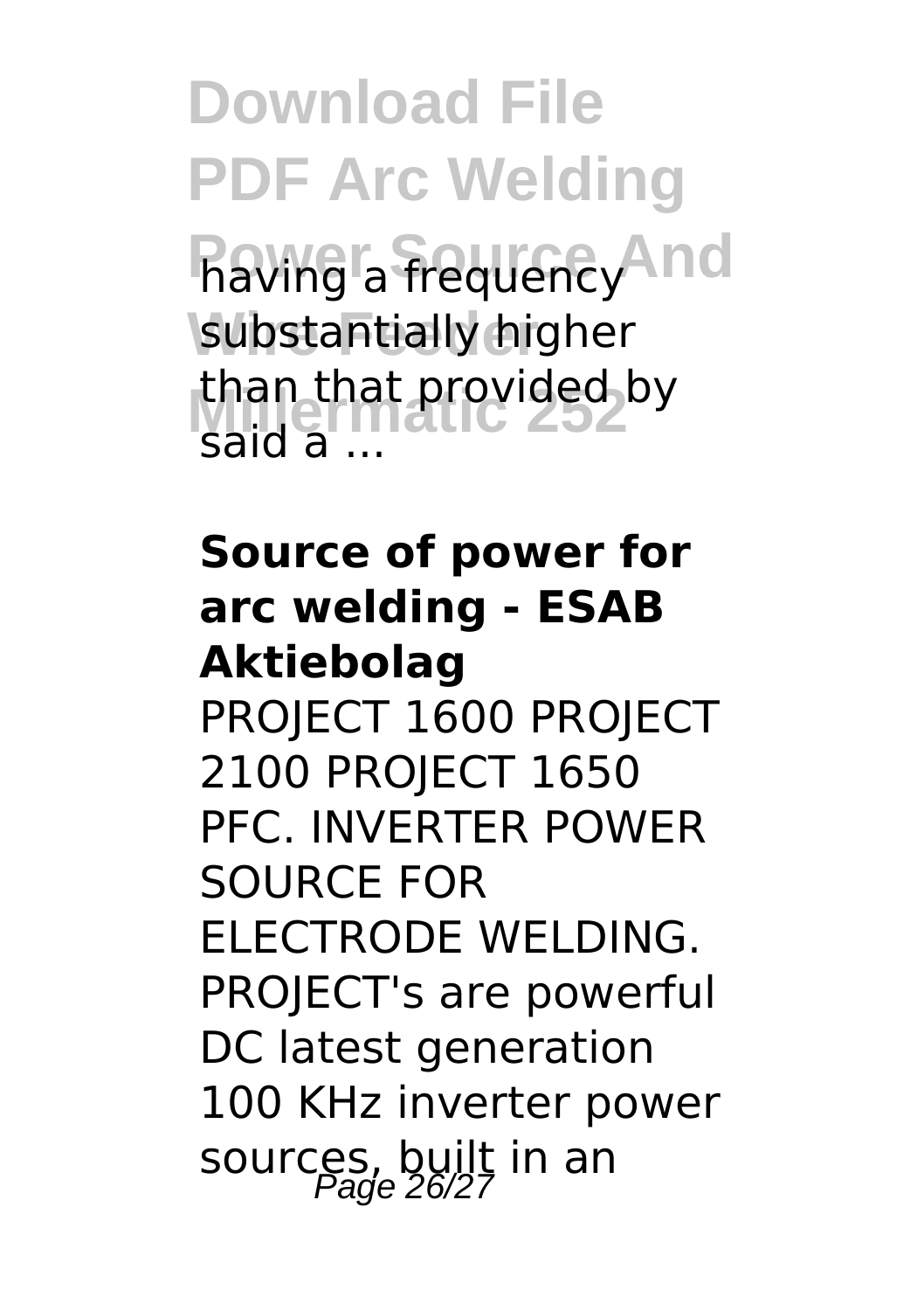having a frequency substantially higher than that provided by said a ...

**Source of power for arc welding - ESAB Aktiebolag**

PROJECT 1600 PROJECT 2100 PROJECT 1650 PFC. INVERTER POWER SOURCE FOR ELECTRODE WELDING. PROJECT's are powerful DC latest generation 100 KHz inverter power sources, built in an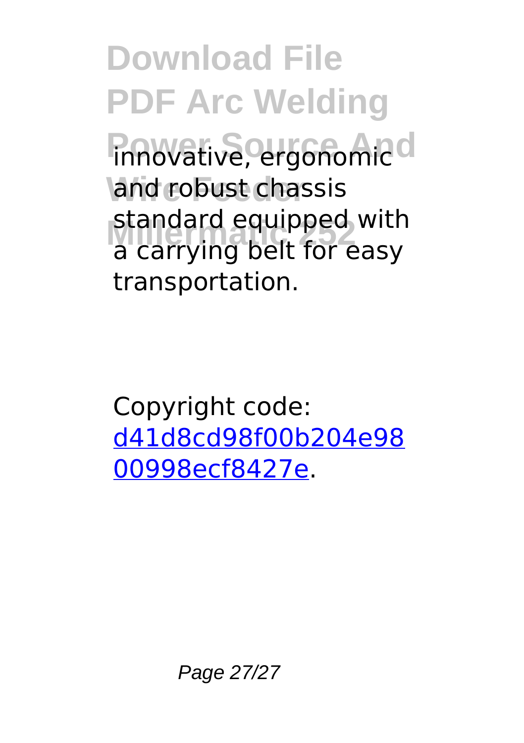innovative, ergonomic and robust chassis standard equipped with a carrying belt for easy transportation.

Copyright code: [d41d8cd98f00b204e9800998ecf8427e](d41d8cd98f00b204e9800998ecf8427e).